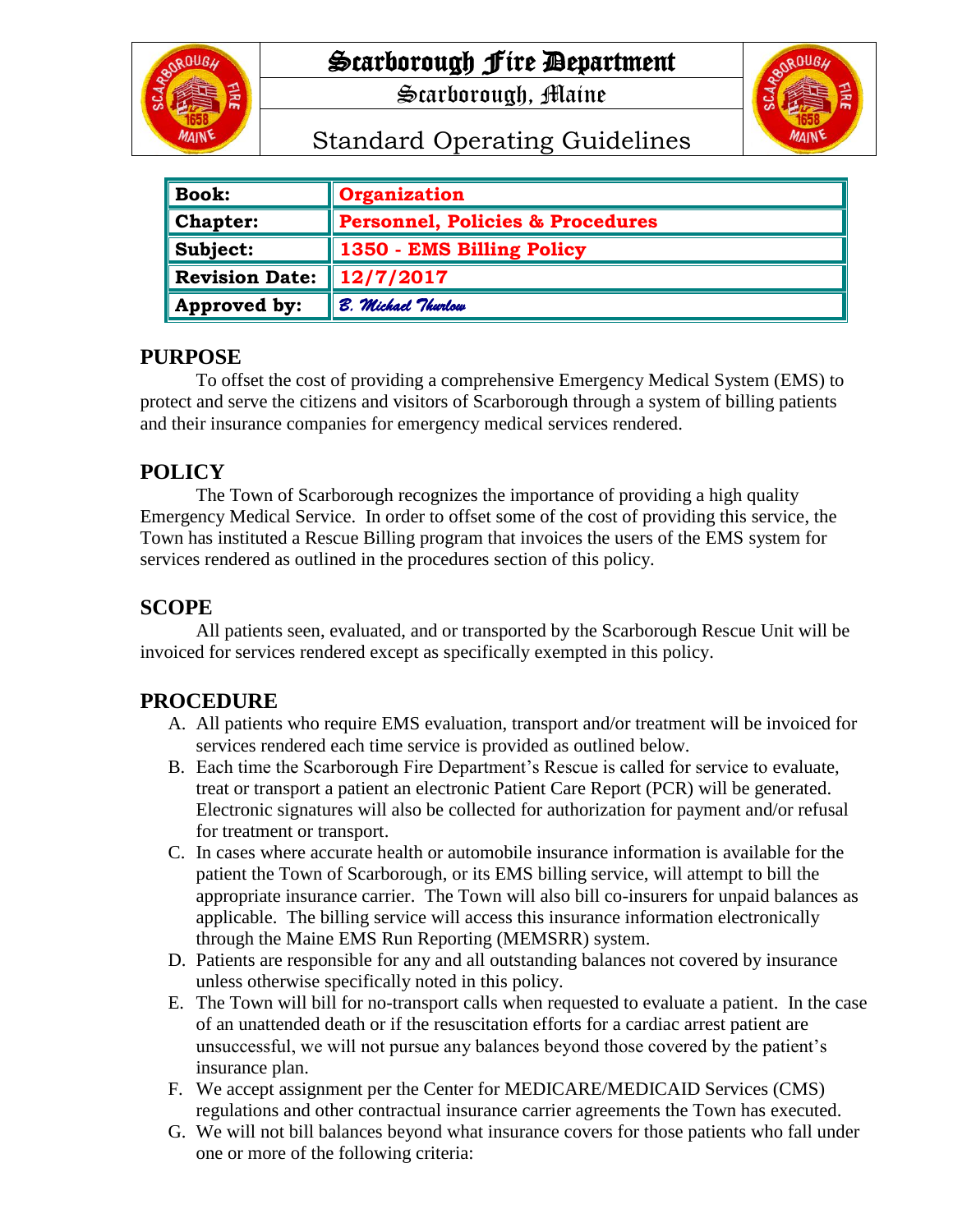# Scarborough Fire Department

## Scarborough, Maine

## Standard Operating Guidelines

| **Book:** | **Organization** |
|---|---|
| **Chapter:** | **Personnel, Policies & Procedures** |
| **Subject:** | **1350 - EMS Billing Policy** |
| **Revision Date:** | **12/7/2017** |
| **Approved by:** | *B. Michael Thurlow* |

## PURPOSE

To offset the cost of providing a comprehensive Emergency Medical System (EMS) to protect and serve the citizens and visitors of Scarborough through a system of billing patients and their insurance companies for emergency medical services rendered.

## POLICY

The Town of Scarborough recognizes the importance of providing a high quality Emergency Medical Service. In order to offset some of the cost of providing this service, the Town has instituted a Rescue Billing program that invoices the users of the EMS system for services rendered as outlined in the procedures section of this policy.

## SCOPE

All patients seen, evaluated, and or transported by the Scarborough Rescue Unit will be invoiced for services rendered except as specifically exempted in this policy.

## PROCEDURE

A. All patients who require EMS evaluation, transport and/or treatment will be invoiced for services rendered each time service is provided as outlined below.

B. Each time the Scarborough Fire Department's Rescue is called for service to evaluate, treat or transport a patient an electronic Patient Care Report (PCR) will be generated. Electronic signatures will also be collected for authorization for payment and/or refusal for treatment or transport.

C. In cases where accurate health or automobile insurance information is available for the patient the Town of Scarborough, or its EMS billing service, will attempt to bill the appropriate insurance carrier. The Town will also bill co-insurers for unpaid balances as applicable. The billing service will access this insurance information electronically through the Maine EMS Run Reporting (MEMSRR) system.

D. Patients are responsible for any and all outstanding balances not covered by insurance unless otherwise specifically noted in this policy.

E. The Town will bill for no-transport calls when requested to evaluate a patient. In the case of an unattended death or if the resuscitation efforts for a cardiac arrest patient are unsuccessful, we will not pursue any balances beyond those covered by the patient's insurance plan.

F. We accept assignment per the Center for MEDICARE/MEDICAID Services (CMS) regulations and other contractual insurance carrier agreements the Town has executed.

G. We will not bill balances beyond what insurance covers for those patients who fall under one or more of the following criteria: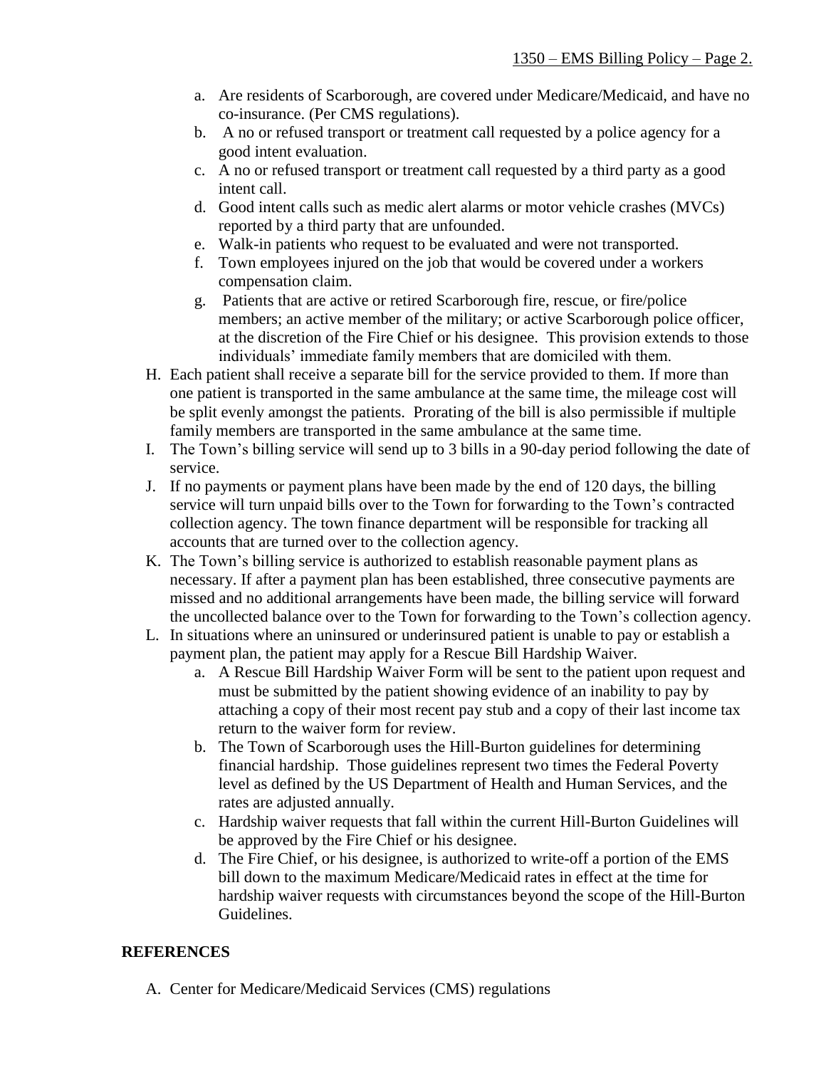a. Are residents of Scarborough, are covered under Medicare/Medicaid, and have no co-insurance. (Per CMS regulations).
   b. A no or refused transport or treatment call requested by a police agency for a good intent evaluation.
   c. A no or refused transport or treatment call requested by a third party as a good intent call.
   d. Good intent calls such as medic alert alarms or motor vehicle crashes (MVCs) reported by a third party that are unfounded.
   e. Walk-in patients who request to be evaluated and were not transported.
   f. Town employees injured on the job that would be covered under a workers compensation claim.
   g. Patients that are active or retired Scarborough fire, rescue, or fire/police members; an active member of the military; or active Scarborough police officer, at the discretion of the Fire Chief or his designee. This provision extends to those individuals' immediate family members that are domiciled with them.

H. Each patient shall receive a separate bill for the service provided to them. If more than one patient is transported in the same ambulance at the same time, the mileage cost will be split evenly amongst the patients. Prorating of the bill is also permissible if multiple family members are transported in the same ambulance at the same time.

I. The Town's billing service will send up to 3 bills in a 90-day period following the date of service.

J. If no payments or payment plans have been made by the end of 120 days, the billing service will turn unpaid bills over to the Town for forwarding to the Town's contracted collection agency. The town finance department will be responsible for tracking all accounts that are turned over to the collection agency.

K. The Town's billing service is authorized to establish reasonable payment plans as necessary. If after a payment plan has been established, three consecutive payments are missed and no additional arrangements have been made, the billing service will forward the uncollected balance over to the Town for forwarding to the Town's collection agency.

L. In situations where an uninsured or underinsured patient is unable to pay or establish a payment plan, the patient may apply for a Rescue Bill Hardship Waiver.
   a. A Rescue Bill Hardship Waiver Form will be sent to the patient upon request and must be submitted by the patient showing evidence of an inability to pay by attaching a copy of their most recent pay stub and a copy of their last income tax return to the waiver form for review.
   b. The Town of Scarborough uses the Hill-Burton guidelines for determining financial hardship. Those guidelines represent two times the Federal Poverty level as defined by the US Department of Health and Human Services, and the rates are adjusted annually.
   c. Hardship waiver requests that fall within the current Hill-Burton Guidelines will be approved by the Fire Chief or his designee.
   d. The Fire Chief, or his designee, is authorized to write-off a portion of the EMS bill down to the maximum Medicare/Medicaid rates in effect at the time for hardship waiver requests with circumstances beyond the scope of the Hill-Burton Guidelines.

## REFERENCES

A. Center for Medicare/Medicaid Services (CMS) regulations